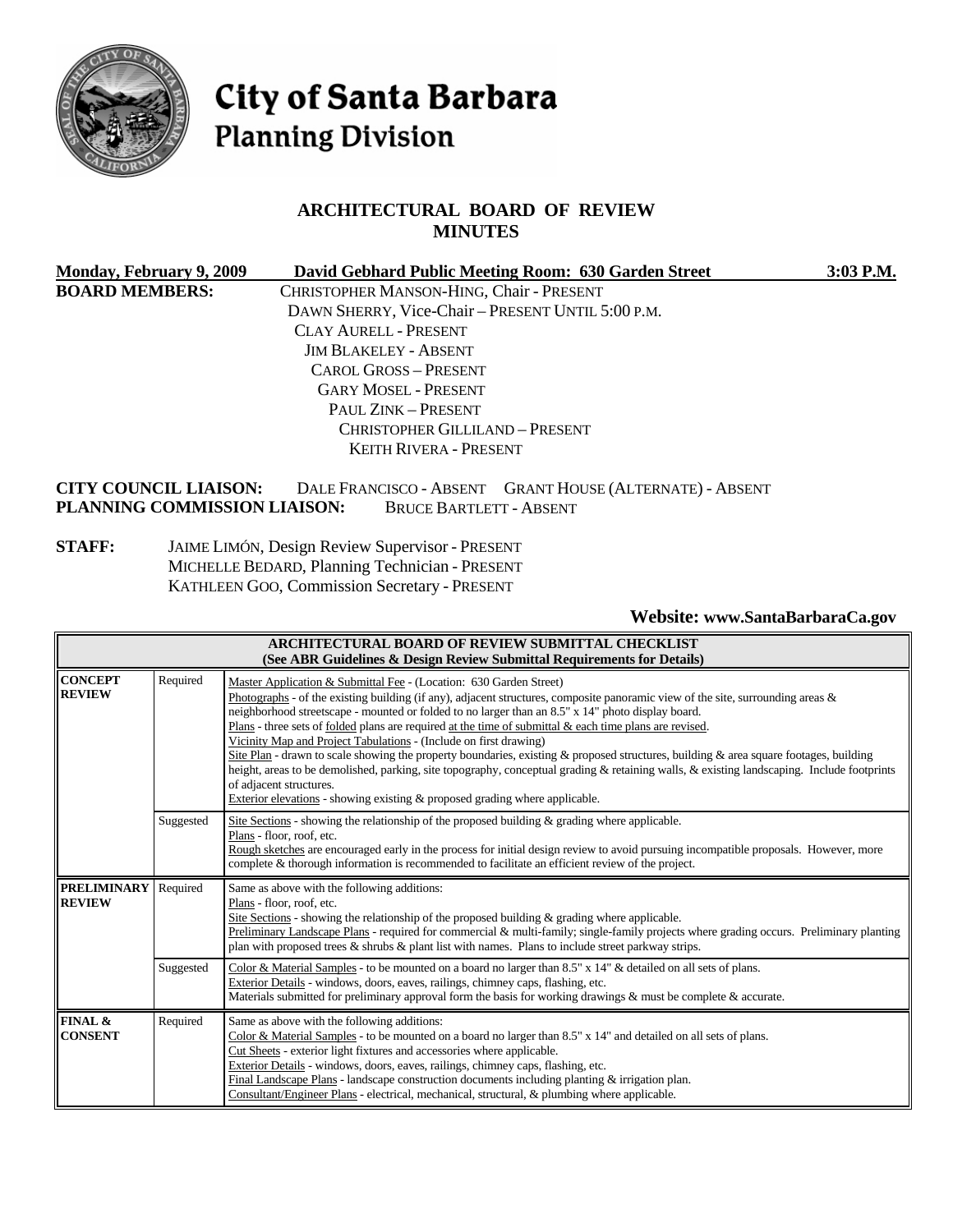# City of Santa Barbara
## Planning Division

## ARCHITECTURAL BOARD OF REVIEW MINUTES

**Monday, February 9, 2009** **David Gebhard Public Meeting Room: 630 Garden Street** **3:03 P.M.**

**BOARD MEMBERS:**
CHRISTOPHER MANSON-HING, Chair - PRESENT
DAWN SHERRY, Vice-Chair – PRESENT UNTIL 5:00 P.M.
CLAY AURELL - PRESENT
JIM BLAKELEY - ABSENT
CAROL GROSS – PRESENT
GARY MOSEL - PRESENT
PAUL ZINK – PRESENT
CHRISTOPHER GILLILAND – PRESENT
KEITH RIVERA - PRESENT

**CITY COUNCIL LIAISON:** DALE FRANCISCO - ABSENT GRANT HOUSE (ALTERNATE) - ABSENT
**PLANNING COMMISSION LIAISON:** BRUCE BARTLETT - ABSENT

**STAFF:**
JAIME LIMÓN, Design Review Supervisor - PRESENT
MICHELLE BEDARD, Planning Technician - PRESENT
KATHLEEN GOO, Commission Secretary - PRESENT

**Website: www.SantaBarbaraCa.gov**

| ARCHITECTURAL BOARD OF REVIEW SUBMITTAL CHECKLIST (See ABR Guidelines & Design Review Submittal Requirements for Details) | | |
|---|---|---|
| **CONCEPT REVIEW** | Required | Master Application & Submittal Fee - (Location: 630 Garden Street) Photographs - of the existing building (if any), adjacent structures, composite panoramic view of the site, surrounding areas & neighborhood streetscape - mounted or folded to no larger than an 8.5" x 14" photo display board. Plans - three sets of folded plans are required at the time of submittal & each time plans are revised. Vicinity Map and Project Tabulations - (Include on first drawing) Site Plan - drawn to scale showing the property boundaries, existing & proposed structures, building & area square footages, building height, areas to be demolished, parking, site topography, conceptual grading & retaining walls, & existing landscaping. Include footprints of adjacent structures. Exterior elevations - showing existing & proposed grading where applicable. |
| | Suggested | Site Sections - showing the relationship of the proposed building & grading where applicable. Plans - floor, roof, etc. Rough sketches are encouraged early in the process for initial design review to avoid pursuing incompatible proposals. However, more complete & thorough information is recommended to facilitate an efficient review of the project. |
| **PRELIMINARY REVIEW** | Required | Same as above with the following additions: Plans - floor, roof, etc. Site Sections - showing the relationship of the proposed building & grading where applicable. Preliminary Landscape Plans - required for commercial & multi-family; single-family projects where grading occurs. Preliminary planting plan with proposed trees & shrubs & plant list with names. Plans to include street parkway strips. |
| | Suggested | Color & Material Samples - to be mounted on a board no larger than 8.5" x 14" & detailed on all sets of plans. Exterior Details - windows, doors, eaves, railings, chimney caps, flashing, etc. Materials submitted for preliminary approval form the basis for working drawings & must be complete & accurate. |
| **FINAL & CONSENT** | Required | Same as above with the following additions: Color & Material Samples - to be mounted on a board no larger than 8.5" x 14" and detailed on all sets of plans. Cut Sheets - exterior light fixtures and accessories where applicable. Exterior Details - windows, doors, eaves, railings, chimney caps, flashing, etc. Final Landscape Plans - landscape construction documents including planting & irrigation plan. Consultant/Engineer Plans - electrical, mechanical, structural, & plumbing where applicable. |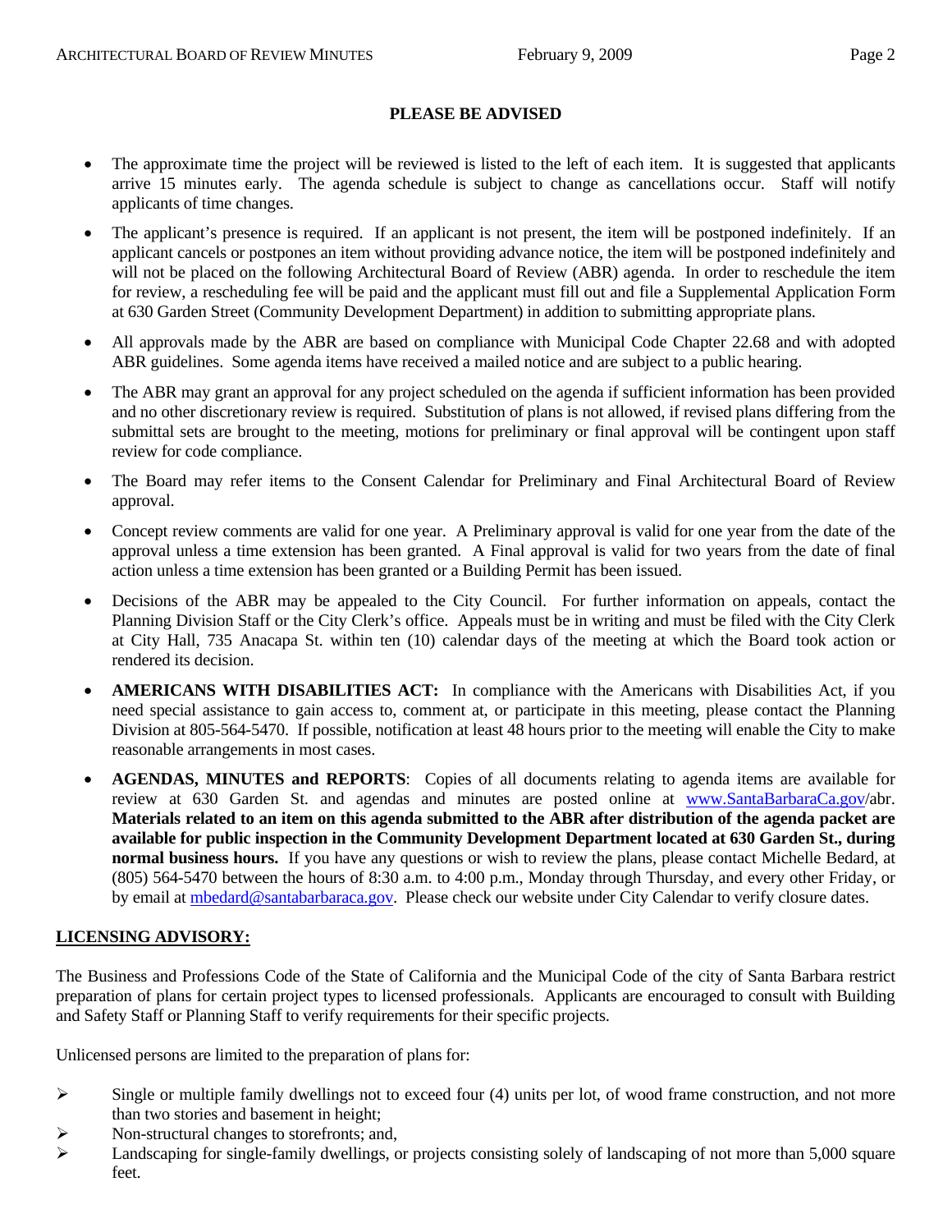**PLEASE BE ADVISED**

- The approximate time the project will be reviewed is listed to the left of each item. It is suggested that applicants arrive 15 minutes early. The agenda schedule is subject to change as cancellations occur. Staff will notify applicants of time changes.
- The applicant's presence is required. If an applicant is not present, the item will be postponed indefinitely. If an applicant cancels or postpones an item without providing advance notice, the item will be postponed indefinitely and will not be placed on the following Architectural Board of Review (ABR) agenda. In order to reschedule the item for review, a rescheduling fee will be paid and the applicant must fill out and file a Supplemental Application Form at 630 Garden Street (Community Development Department) in addition to submitting appropriate plans.
- All approvals made by the ABR are based on compliance with Municipal Code Chapter 22.68 and with adopted ABR guidelines. Some agenda items have received a mailed notice and are subject to a public hearing.
- The ABR may grant an approval for any project scheduled on the agenda if sufficient information has been provided and no other discretionary review is required. Substitution of plans is not allowed, if revised plans differing from the submittal sets are brought to the meeting, motions for preliminary or final approval will be contingent upon staff review for code compliance.
- The Board may refer items to the Consent Calendar for Preliminary and Final Architectural Board of Review approval.
- Concept review comments are valid for one year. A Preliminary approval is valid for one year from the date of the approval unless a time extension has been granted. A Final approval is valid for two years from the date of final action unless a time extension has been granted or a Building Permit has been issued.
- Decisions of the ABR may be appealed to the City Council. For further information on appeals, contact the Planning Division Staff or the City Clerk's office. Appeals must be in writing and must be filed with the City Clerk at City Hall, 735 Anacapa St. within ten (10) calendar days of the meeting at which the Board took action or rendered its decision.
- **AMERICANS WITH DISABILITIES ACT:** In compliance with the Americans with Disabilities Act, if you need special assistance to gain access to, comment at, or participate in this meeting, please contact the Planning Division at 805-564-5470. If possible, notification at least 48 hours prior to the meeting will enable the City to make reasonable arrangements in most cases.
- **AGENDAS, MINUTES and REPORTS**: Copies of all documents relating to agenda items are available for review at 630 Garden St. and agendas and minutes are posted online at www.SantaBarbaraCa.gov/abr. **Materials related to an item on this agenda submitted to the ABR after distribution of the agenda packet are available for public inspection in the Community Development Department located at 630 Garden St., during normal business hours.** If you have any questions or wish to review the plans, please contact Michelle Bedard, at (805) 564-5470 between the hours of 8:30 a.m. to 4:00 p.m., Monday through Thursday, and every other Friday, or by email at mbedard@santabarbaraca.gov. Please check our website under City Calendar to verify closure dates.

**LICENSING ADVISORY:**

The Business and Professions Code of the State of California and the Municipal Code of the city of Santa Barbara restrict preparation of plans for certain project types to licensed professionals. Applicants are encouraged to consult with Building and Safety Staff or Planning Staff to verify requirements for their specific projects.

Unlicensed persons are limited to the preparation of plans for:

- Single or multiple family dwellings not to exceed four (4) units per lot, of wood frame construction, and not more than two stories and basement in height;
- Non-structural changes to storefronts; and,
- Landscaping for single-family dwellings, or projects consisting solely of landscaping of not more than 5,000 square feet.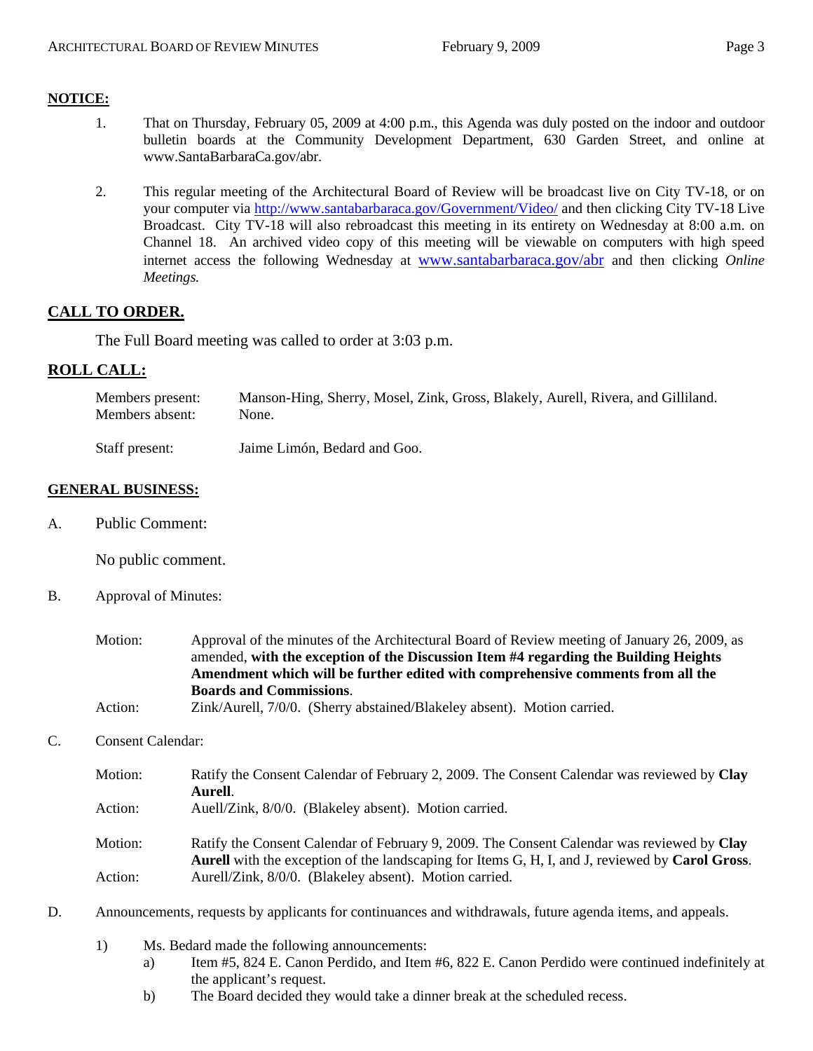## NOTICE:

1. That on Thursday, February 05, 2009 at 4:00 p.m., this Agenda was duly posted on the indoor and outdoor bulletin boards at the Community Development Department, 630 Garden Street, and online at www.SantaBarbaraCa.gov/abr.

2. This regular meeting of the Architectural Board of Review will be broadcast live on City TV-18, or on your computer via http://www.santabarbaraca.gov/Government/Video/ and then clicking City TV-18 Live Broadcast. City TV-18 will also rebroadcast this meeting in its entirety on Wednesday at 8:00 a.m. on Channel 18. An archived video copy of this meeting will be viewable on computers with high speed internet access the following Wednesday at www.santabarbaraca.gov/abr and then clicking *Online Meetings.*

## CALL TO ORDER.

The Full Board meeting was called to order at 3:03 p.m.

## ROLL CALL:

Members present: Manson-Hing, Sherry, Mosel, Zink, Gross, Blakely, Aurell, Rivera, and Gilliland.
Members absent: None.

Staff present: Jaime Limón, Bedard and Goo.

## GENERAL BUSINESS:

A. Public Comment:

No public comment.

B. Approval of Minutes:

Motion: Approval of the minutes of the Architectural Board of Review meeting of January 26, 2009, as amended, **with the exception of the Discussion Item #4 regarding the Building Heights Amendment which will be further edited with comprehensive comments from all the Boards and Commissions**.
Action: Zink/Aurell, 7/0/0. (Sherry abstained/Blakeley absent). Motion carried.

C. Consent Calendar:

Motion: Ratify the Consent Calendar of February 2, 2009. The Consent Calendar was reviewed by **Clay Aurell**.
Action: Auell/Zink, 8/0/0. (Blakeley absent). Motion carried.

Motion: Ratify the Consent Calendar of February 9, 2009. The Consent Calendar was reviewed by **Clay Aurell** with the exception of the landscaping for Items G, H, I, and J, reviewed by **Carol Gross**.
Action: Aurell/Zink, 8/0/0. (Blakeley absent). Motion carried.

D. Announcements, requests by applicants for continuances and withdrawals, future agenda items, and appeals.

1) Ms. Bedard made the following announcements:
   a) Item #5, 824 E. Canon Perdido, and Item #6, 822 E. Canon Perdido were continued indefinitely at the applicant's request.
   b) The Board decided they would take a dinner break at the scheduled recess.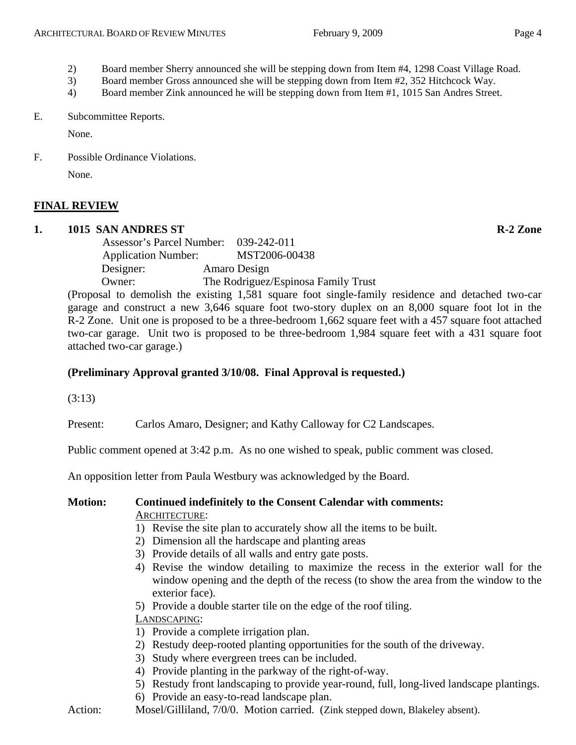2) Board member Sherry announced she will be stepping down from Item #4, 1298 Coast Village Road.
3) Board member Gross announced she will be stepping down from Item #2, 352 Hitchcock Way.
4) Board member Zink announced he will be stepping down from Item #1, 1015 San Andres Street.

E. Subcommittee Reports.

None.

F. Possible Ordinance Violations.

None.

## FINAL REVIEW

### 1. 1015 SAN ANDRES ST — R-2 Zone

Assessor's Parcel Number: 039-242-011
Application Number: MST2006-00438
Designer: Amaro Design
Owner: The Rodriguez/Espinosa Family Trust

(Proposal to demolish the existing 1,581 square foot single-family residence and detached two-car garage and construct a new 3,646 square foot two-story duplex on an 8,000 square foot lot in the R-2 Zone. Unit one is proposed to be a three-bedroom 1,662 square feet with a 457 square foot attached two-car garage. Unit two is proposed to be three-bedroom 1,984 square feet with a 431 square foot attached two-car garage.)

**(Preliminary Approval granted 3/10/08. Final Approval is requested.)**

(3:13)

Present: Carlos Amaro, Designer; and Kathy Calloway for C2 Landscapes.

Public comment opened at 3:42 p.m. As no one wished to speak, public comment was closed.

An opposition letter from Paula Westbury was acknowledged by the Board.

**Motion: Continued indefinitely to the Consent Calendar with comments:**

ARCHITECTURE:
1) Revise the site plan to accurately show all the items to be built.
2) Dimension all the hardscape and planting areas
3) Provide details of all walls and entry gate posts.
4) Revise the window detailing to maximize the recess in the exterior wall for the window opening and the depth of the recess (to show the area from the window to the exterior face).
5) Provide a double starter tile on the edge of the roof tiling.

LANDSCAPING:
1) Provide a complete irrigation plan.
2) Restudy deep-rooted planting opportunities for the south of the driveway.
3) Study where evergreen trees can be included.
4) Provide planting in the parkway of the right-of-way.
5) Restudy front landscaping to provide year-round, full, long-lived landscape plantings.
6) Provide an easy-to-read landscape plan.

Action: Mosel/Gilliland, 7/0/0. Motion carried. (Zink stepped down, Blakeley absent).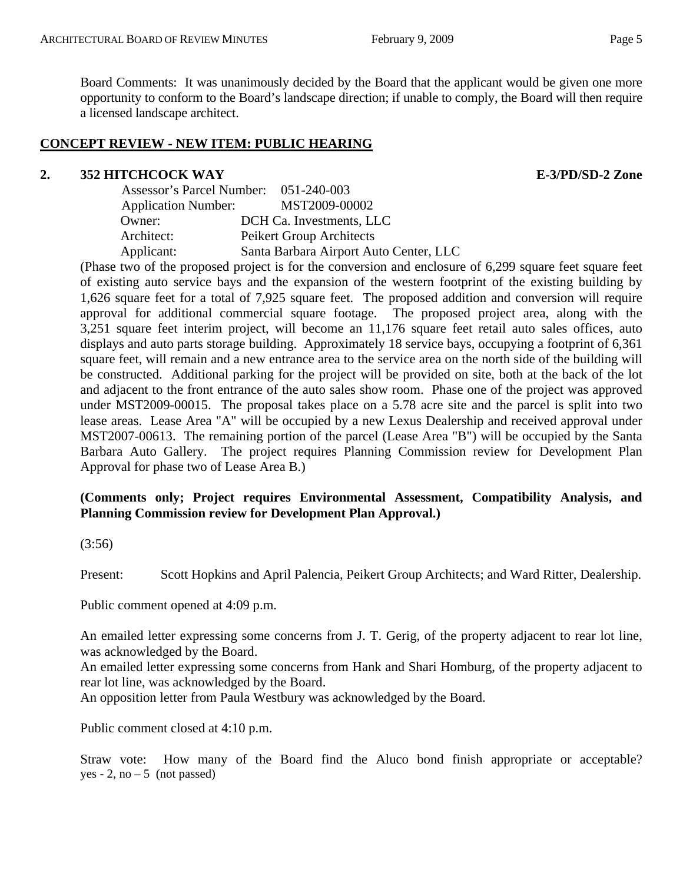Board Comments: It was unanimously decided by the Board that the applicant would be given one more opportunity to conform to the Board's landscape direction; if unable to comply, the Board will then require a licensed landscape architect.

## CONCEPT REVIEW - NEW ITEM: PUBLIC HEARING

### 2. 352 HITCHCOCK WAY — E-3/PD/SD-2 Zone

Assessor's Parcel Number: 051-240-003
Application Number: MST2009-00002
Owner: DCH Ca. Investments, LLC
Architect: Peikert Group Architects
Applicant: Santa Barbara Airport Auto Center, LLC

(Phase two of the proposed project is for the conversion and enclosure of 6,299 square feet square feet of existing auto service bays and the expansion of the western footprint of the existing building by 1,626 square feet for a total of 7,925 square feet. The proposed addition and conversion will require approval for additional commercial square footage. The proposed project area, along with the 3,251 square feet interim project, will become an 11,176 square feet retail auto sales offices, auto displays and auto parts storage building. Approximately 18 service bays, occupying a footprint of 6,361 square feet, will remain and a new entrance area to the service area on the north side of the building will be constructed. Additional parking for the project will be provided on site, both at the back of the lot and adjacent to the front entrance of the auto sales show room. Phase one of the project was approved under MST2009-00015. The proposal takes place on a 5.78 acre site and the parcel is split into two lease areas. Lease Area "A" will be occupied by a new Lexus Dealership and received approval under MST2007-00613. The remaining portion of the parcel (Lease Area "B") will be occupied by the Santa Barbara Auto Gallery. The project requires Planning Commission review for Development Plan Approval for phase two of Lease Area B.)

**(Comments only; Project requires Environmental Assessment, Compatibility Analysis, and Planning Commission review for Development Plan Approval.)**

(3:56)

Present: Scott Hopkins and April Palencia, Peikert Group Architects; and Ward Ritter, Dealership.

Public comment opened at 4:09 p.m.

An emailed letter expressing some concerns from J. T. Gerig, of the property adjacent to rear lot line, was acknowledged by the Board.
An emailed letter expressing some concerns from Hank and Shari Homburg, of the property adjacent to rear lot line, was acknowledged by the Board.
An opposition letter from Paula Westbury was acknowledged by the Board.

Public comment closed at 4:10 p.m.

Straw vote: How many of the Board find the Aluco bond finish appropriate or acceptable? yes - 2, no – 5 (not passed)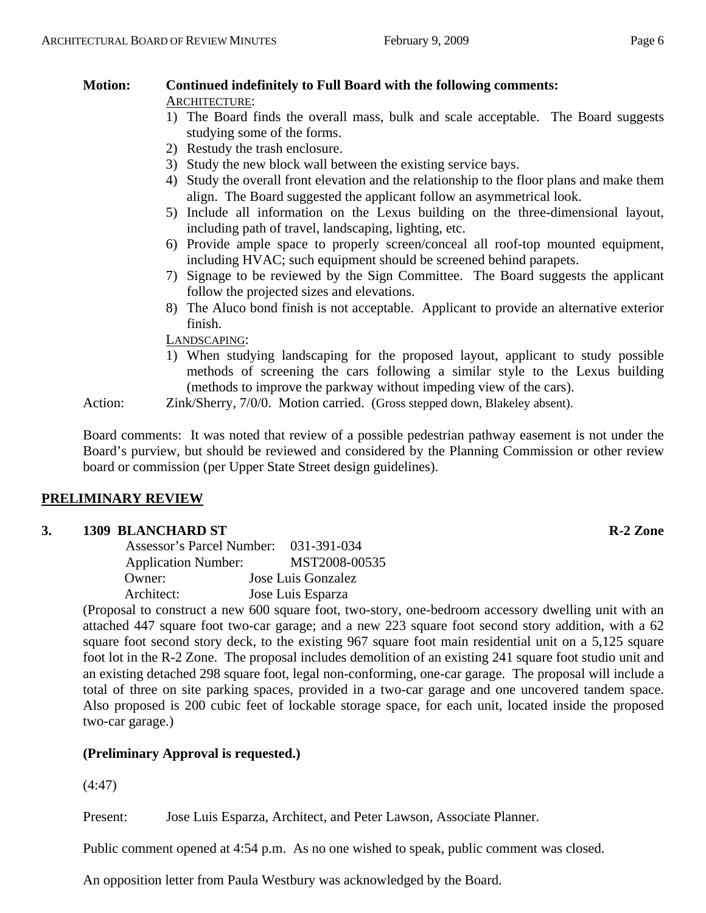**Motion: Continued indefinitely to Full Board with the following comments:**

ARCHITECTURE:

1) The Board finds the overall mass, bulk and scale acceptable. The Board suggests studying some of the forms.
2) Restudy the trash enclosure.
3) Study the new block wall between the existing service bays.
4) Study the overall front elevation and the relationship to the floor plans and make them align. The Board suggested the applicant follow an asymmetrical look.
5) Include all information on the Lexus building on the three-dimensional layout, including path of travel, landscaping, lighting, etc.
6) Provide ample space to properly screen/conceal all roof-top mounted equipment, including HVAC; such equipment should be screened behind parapets.
7) Signage to be reviewed by the Sign Committee. The Board suggests the applicant follow the projected sizes and elevations.
8) The Aluco bond finish is not acceptable. Applicant to provide an alternative exterior finish.

LANDSCAPING:

1) When studying landscaping for the proposed layout, applicant to study possible methods of screening the cars following a similar style to the Lexus building (methods to improve the parkway without impeding view of the cars).

Action: Zink/Sherry, 7/0/0. Motion carried. (Gross stepped down, Blakeley absent).

Board comments: It was noted that review of a possible pedestrian pathway easement is not under the Board's purview, but should be reviewed and considered by the Planning Commission or other review board or commission (per Upper State Street design guidelines).

## PRELIMINARY REVIEW

### 3. 1309 BLANCHARD ST — R-2 Zone

Assessor's Parcel Number: 031-391-034
Application Number: MST2008-00535
Owner: Jose Luis Gonzalez
Architect: Jose Luis Esparza

(Proposal to construct a new 600 square foot, two-story, one-bedroom accessory dwelling unit with an attached 447 square foot two-car garage; and a new 223 square foot second story addition, with a 62 square foot second story deck, to the existing 967 square foot main residential unit on a 5,125 square foot lot in the R-2 Zone. The proposal includes demolition of an existing 241 square foot studio unit and an existing detached 298 square foot, legal non-conforming, one-car garage. The proposal will include a total of three on site parking spaces, provided in a two-car garage and one uncovered tandem space. Also proposed is 200 cubic feet of lockable storage space, for each unit, located inside the proposed two-car garage.)

**(Preliminary Approval is requested.)**

(4:47)

Present: Jose Luis Esparza, Architect, and Peter Lawson, Associate Planner.

Public comment opened at 4:54 p.m. As no one wished to speak, public comment was closed.

An opposition letter from Paula Westbury was acknowledged by the Board.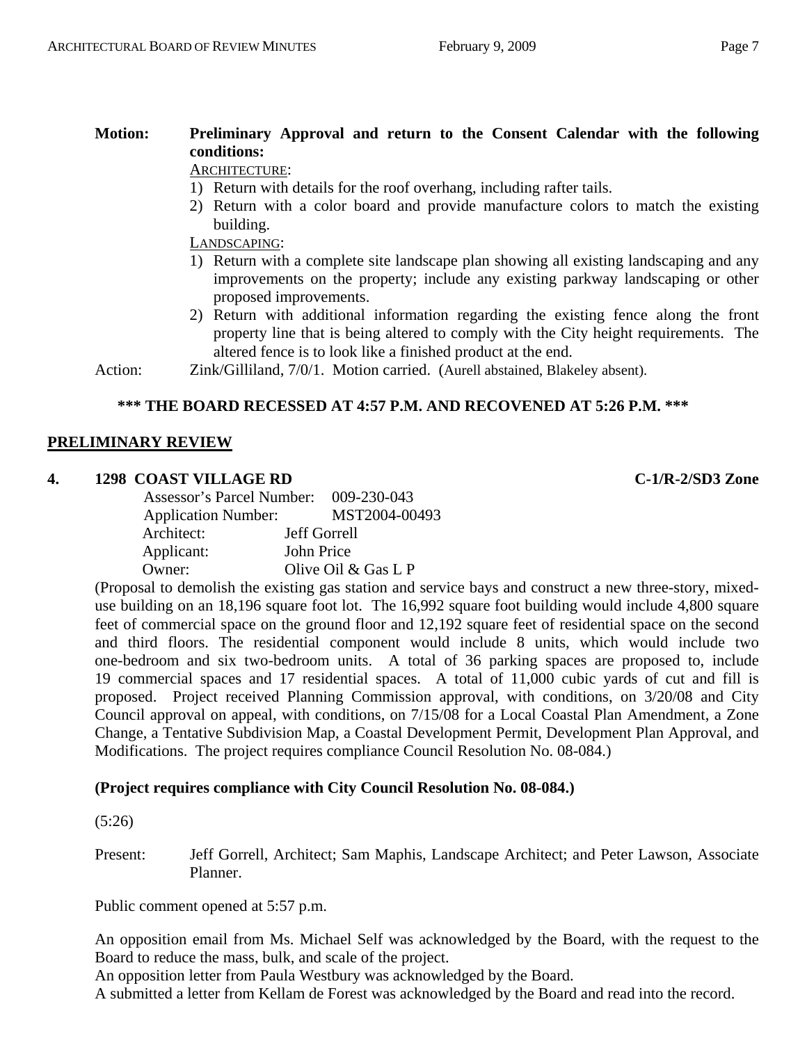**Motion:** **Preliminary Approval and return to the Consent Calendar with the following conditions:**

ARCHITECTURE:

1) Return with details for the roof overhang, including rafter tails.
2) Return with a color board and provide manufacture colors to match the existing building.

LANDSCAPING:

1) Return with a complete site landscape plan showing all existing landscaping and any improvements on the property; include any existing parkway landscaping or other proposed improvements.
2) Return with additional information regarding the existing fence along the front property line that is being altered to comply with the City height requirements. The altered fence is to look like a finished product at the end.

Action: Zink/Gilliland, 7/0/1. Motion carried. (Aurell abstained, Blakeley absent).

**\*\*\* THE BOARD RECESSED AT 4:57 P.M. AND RECOVENED AT 5:26 P.M. \*\*\***

## PRELIMINARY REVIEW

### 4. 1298 COAST VILLAGE RD — C-1/R-2/SD3 Zone

Assessor's Parcel Number: 009-230-043
Application Number: MST2004-00493
Architect: Jeff Gorrell
Applicant: John Price
Owner: Olive Oil & Gas L P

(Proposal to demolish the existing gas station and service bays and construct a new three-story, mixed-use building on an 18,196 square foot lot. The 16,992 square foot building would include 4,800 square feet of commercial space on the ground floor and 12,192 square feet of residential space on the second and third floors. The residential component would include 8 units, which would include two one-bedroom and six two-bedroom units. A total of 36 parking spaces are proposed to, include 19 commercial spaces and 17 residential spaces. A total of 11,000 cubic yards of cut and fill is proposed. Project received Planning Commission approval, with conditions, on 3/20/08 and City Council approval on appeal, with conditions, on 7/15/08 for a Local Coastal Plan Amendment, a Zone Change, a Tentative Subdivision Map, a Coastal Development Permit, Development Plan Approval, and Modifications. The project requires compliance Council Resolution No. 08-084.)

**(Project requires compliance with City Council Resolution No. 08-084.)**

(5:26)

Present: Jeff Gorrell, Architect; Sam Maphis, Landscape Architect; and Peter Lawson, Associate Planner.

Public comment opened at 5:57 p.m.

An opposition email from Ms. Michael Self was acknowledged by the Board, with the request to the Board to reduce the mass, bulk, and scale of the project.

An opposition letter from Paula Westbury was acknowledged by the Board.

A submitted a letter from Kellam de Forest was acknowledged by the Board and read into the record.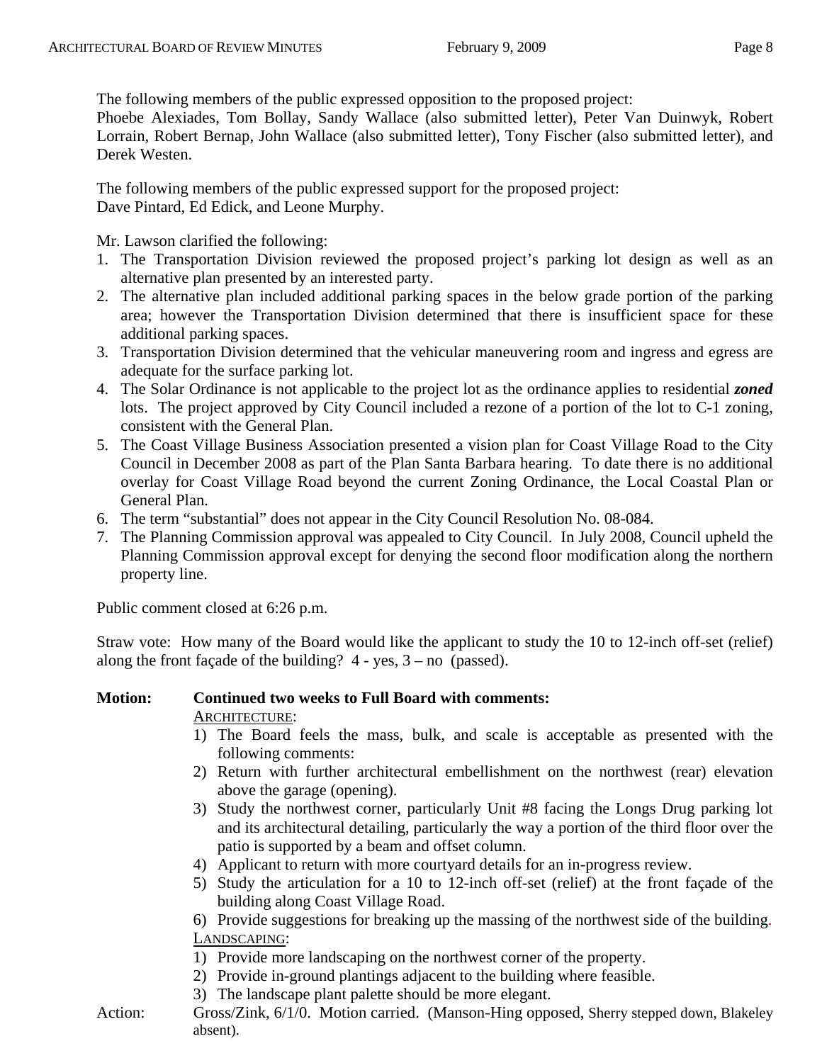The following members of the public expressed opposition to the proposed project:
Phoebe Alexiades, Tom Bollay, Sandy Wallace (also submitted letter), Peter Van Duinwyk, Robert Lorrain, Robert Bernap, John Wallace (also submitted letter), Tony Fischer (also submitted letter), and Derek Westen.

The following members of the public expressed support for the proposed project:
Dave Pintard, Ed Edick, and Leone Murphy.

Mr. Lawson clarified the following:

1. The Transportation Division reviewed the proposed project's parking lot design as well as an alternative plan presented by an interested party.
2. The alternative plan included additional parking spaces in the below grade portion of the parking area; however the Transportation Division determined that there is insufficient space for these additional parking spaces.
3. Transportation Division determined that the vehicular maneuvering room and ingress and egress are adequate for the surface parking lot.
4. The Solar Ordinance is not applicable to the project lot as the ordinance applies to residential ***zoned*** lots. The project approved by City Council included a rezone of a portion of the lot to C-1 zoning, consistent with the General Plan.
5. The Coast Village Business Association presented a vision plan for Coast Village Road to the City Council in December 2008 as part of the Plan Santa Barbara hearing. To date there is no additional overlay for Coast Village Road beyond the current Zoning Ordinance, the Local Coastal Plan or General Plan.
6. The term "substantial" does not appear in the City Council Resolution No. 08-084.
7. The Planning Commission approval was appealed to City Council. In July 2008, Council upheld the Planning Commission approval except for denying the second floor modification along the northern property line.

Public comment closed at 6:26 p.m.

Straw vote: How many of the Board would like the applicant to study the 10 to 12-inch off-set (relief) along the front façade of the building? 4 - yes, 3 – no (passed).

**Motion:** **Continued two weeks to Full Board with comments:**

ARCHITECTURE:

1) The Board feels the mass, bulk, and scale is acceptable as presented with the following comments:
2) Return with further architectural embellishment on the northwest (rear) elevation above the garage (opening).
3) Study the northwest corner, particularly Unit #8 facing the Longs Drug parking lot and its architectural detailing, particularly the way a portion of the third floor over the patio is supported by a beam and offset column.
4) Applicant to return with more courtyard details for an in-progress review.
5) Study the articulation for a 10 to 12-inch off-set (relief) at the front façade of the building along Coast Village Road.
6) Provide suggestions for breaking up the massing of the northwest side of the building.

LANDSCAPING:

1) Provide more landscaping on the northwest corner of the property.
2) Provide in-ground plantings adjacent to the building where feasible.
3) The landscape plant palette should be more elegant.

Action: Gross/Zink, 6/1/0. Motion carried. (Manson-Hing opposed, Sherry stepped down, Blakeley absent).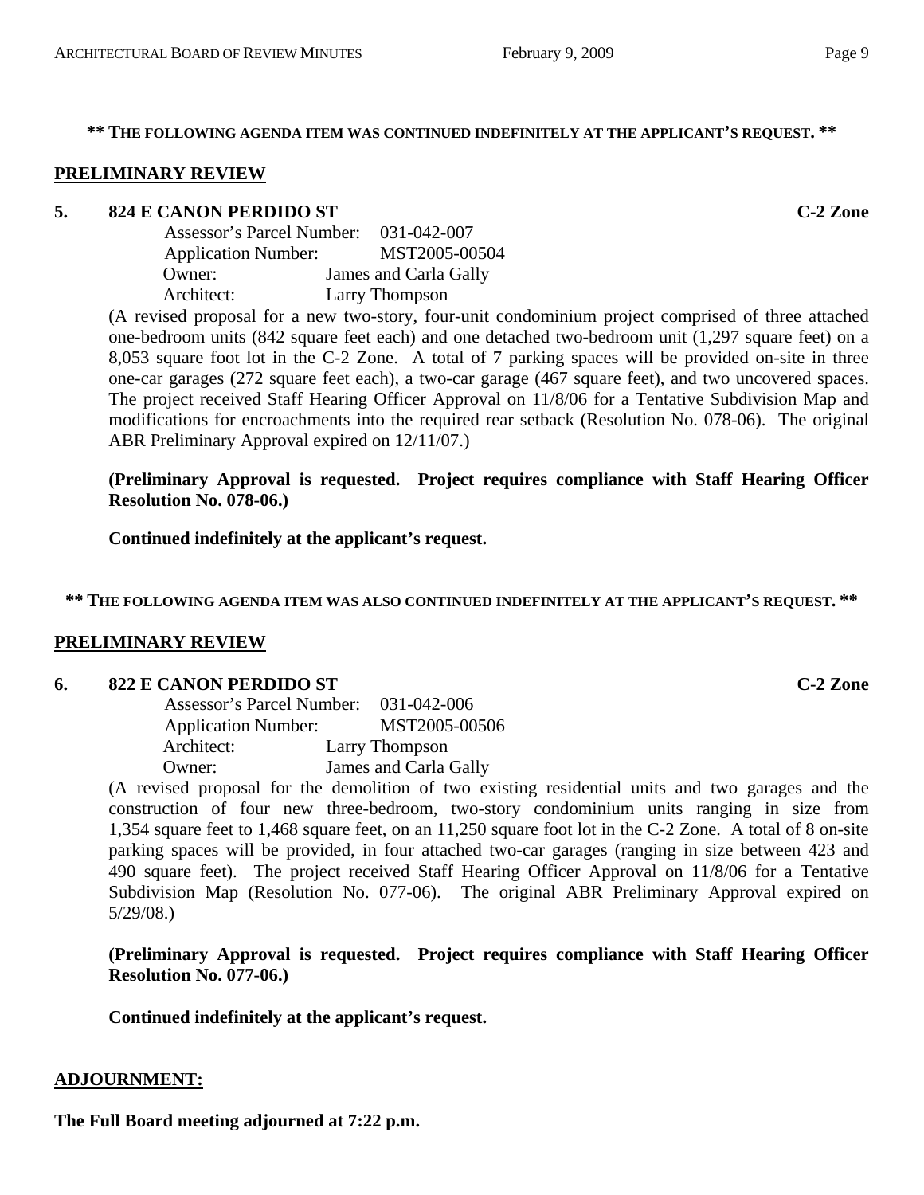**\*\* THE FOLLOWING AGENDA ITEM WAS CONTINUED INDEFINITELY AT THE APPLICANT'S REQUEST. \*\***

## PRELIMINARY REVIEW

### 5. 824 E CANON PERDIDO ST — C-2 Zone

Assessor's Parcel Number: 031-042-007
Application Number: MST2005-00504
Owner: James and Carla Gally
Architect: Larry Thompson

(A revised proposal for a new two-story, four-unit condominium project comprised of three attached one-bedroom units (842 square feet each) and one detached two-bedroom unit (1,297 square feet) on a 8,053 square foot lot in the C-2 Zone. A total of 7 parking spaces will be provided on-site in three one-car garages (272 square feet each), a two-car garage (467 square feet), and two uncovered spaces. The project received Staff Hearing Officer Approval on 11/8/06 for a Tentative Subdivision Map and modifications for encroachments into the required rear setback (Resolution No. 078-06). The original ABR Preliminary Approval expired on 12/11/07.)

**(Preliminary Approval is requested. Project requires compliance with Staff Hearing Officer Resolution No. 078-06.)**

**Continued indefinitely at the applicant's request.**

**\*\* THE FOLLOWING AGENDA ITEM WAS ALSO CONTINUED INDEFINITELY AT THE APPLICANT'S REQUEST. \*\***

## PRELIMINARY REVIEW

### 6. 822 E CANON PERDIDO ST — C-2 Zone

Assessor's Parcel Number: 031-042-006
Application Number: MST2005-00506
Architect: Larry Thompson
Owner: James and Carla Gally

(A revised proposal for the demolition of two existing residential units and two garages and the construction of four new three-bedroom, two-story condominium units ranging in size from 1,354 square feet to 1,468 square feet, on an 11,250 square foot lot in the C-2 Zone. A total of 8 on-site parking spaces will be provided, in four attached two-car garages (ranging in size between 423 and 490 square feet). The project received Staff Hearing Officer Approval on 11/8/06 for a Tentative Subdivision Map (Resolution No. 077-06). The original ABR Preliminary Approval expired on 5/29/08.)

**(Preliminary Approval is requested. Project requires compliance with Staff Hearing Officer Resolution No. 077-06.)**

**Continued indefinitely at the applicant's request.**

## ADJOURNMENT:

**The Full Board meeting adjourned at 7:22 p.m.**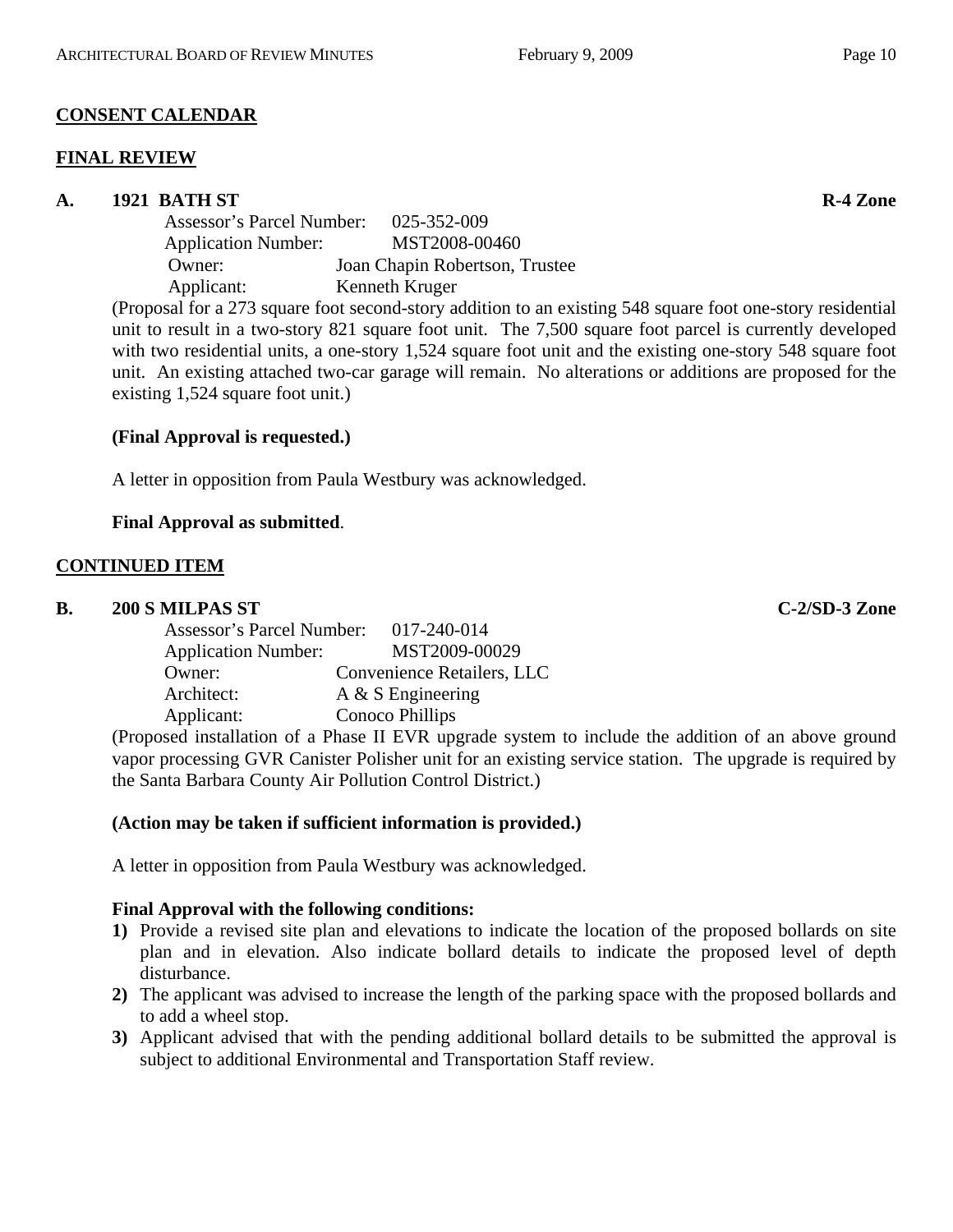**CONSENT CALENDAR**

**FINAL REVIEW**

**A. 1921 BATH ST** **R-4 Zone**

Assessor's Parcel Number: 025-352-009
Application Number: MST2008-00460
Owner: Joan Chapin Robertson, Trustee
Applicant: Kenneth Kruger

(Proposal for a 273 square foot second-story addition to an existing 548 square foot one-story residential unit to result in a two-story 821 square foot unit. The 7,500 square foot parcel is currently developed with two residential units, a one-story 1,524 square foot unit and the existing one-story 548 square foot unit. An existing attached two-car garage will remain. No alterations or additions are proposed for the existing 1,524 square foot unit.)

**(Final Approval is requested.)**

A letter in opposition from Paula Westbury was acknowledged.

**Final Approval as submitted**.

**CONTINUED ITEM**

**B. 200 S MILPAS ST** **C-2/SD-3 Zone**

Assessor's Parcel Number: 017-240-014
Application Number: MST2009-00029
Owner: Convenience Retailers, LLC
Architect: A & S Engineering
Applicant: Conoco Phillips

(Proposed installation of a Phase II EVR upgrade system to include the addition of an above ground vapor processing GVR Canister Polisher unit for an existing service station. The upgrade is required by the Santa Barbara County Air Pollution Control District.)

**(Action may be taken if sufficient information is provided.)**

A letter in opposition from Paula Westbury was acknowledged.

**Final Approval with the following conditions:**

1) Provide a revised site plan and elevations to indicate the location of the proposed bollards on site plan and in elevation. Also indicate bollard details to indicate the proposed level of depth disturbance.
2) The applicant was advised to increase the length of the parking space with the proposed bollards and to add a wheel stop.
3) Applicant advised that with the pending additional bollard details to be submitted the approval is subject to additional Environmental and Transportation Staff review.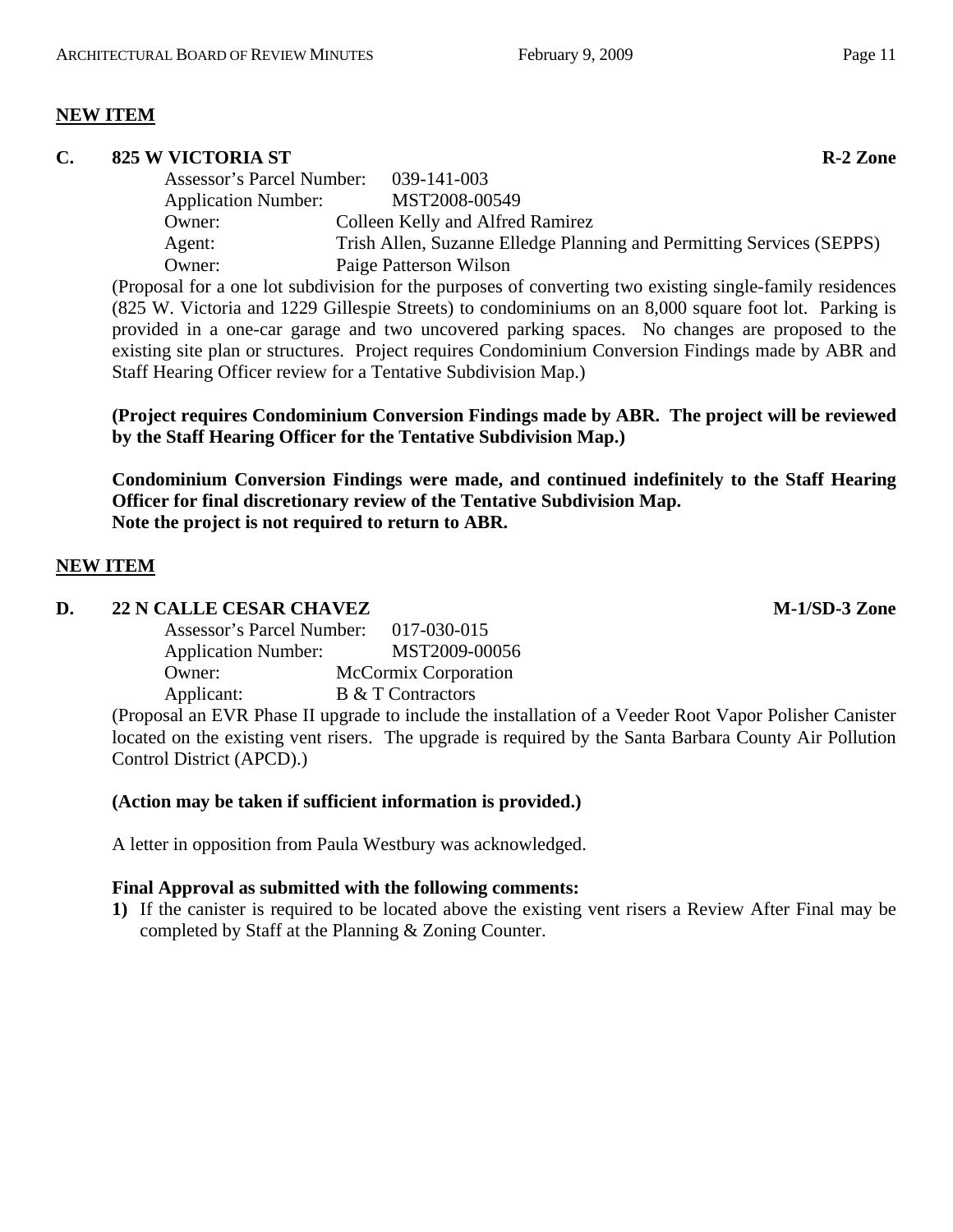## NEW ITEM

### C. 825 W VICTORIA ST — R-2 Zone

Assessor's Parcel Number: 039-141-003
Application Number: MST2008-00549
Owner: Colleen Kelly and Alfred Ramirez
Agent: Trish Allen, Suzanne Elledge Planning and Permitting Services (SEPPS)
Owner: Paige Patterson Wilson

(Proposal for a one lot subdivision for the purposes of converting two existing single-family residences (825 W. Victoria and 1229 Gillespie Streets) to condominiums on an 8,000 square foot lot. Parking is provided in a one-car garage and two uncovered parking spaces. No changes are proposed to the existing site plan or structures. Project requires Condominium Conversion Findings made by ABR and Staff Hearing Officer review for a Tentative Subdivision Map.)

**(Project requires Condominium Conversion Findings made by ABR. The project will be reviewed by the Staff Hearing Officer for the Tentative Subdivision Map.)**

**Condominium Conversion Findings were made, and continued indefinitely to the Staff Hearing Officer for final discretionary review of the Tentative Subdivision Map.**
**Note the project is not required to return to ABR.**

## NEW ITEM

### D. 22 N CALLE CESAR CHAVEZ — M-1/SD-3 Zone

Assessor's Parcel Number: 017-030-015
Application Number: MST2009-00056
Owner: McCormix Corporation
Applicant: B & T Contractors

(Proposal an EVR Phase II upgrade to include the installation of a Veeder Root Vapor Polisher Canister located on the existing vent risers. The upgrade is required by the Santa Barbara County Air Pollution Control District (APCD).)

**(Action may be taken if sufficient information is provided.)**

A letter in opposition from Paula Westbury was acknowledged.

**Final Approval as submitted with the following comments:**

**1)** If the canister is required to be located above the existing vent risers a Review After Final may be completed by Staff at the Planning & Zoning Counter.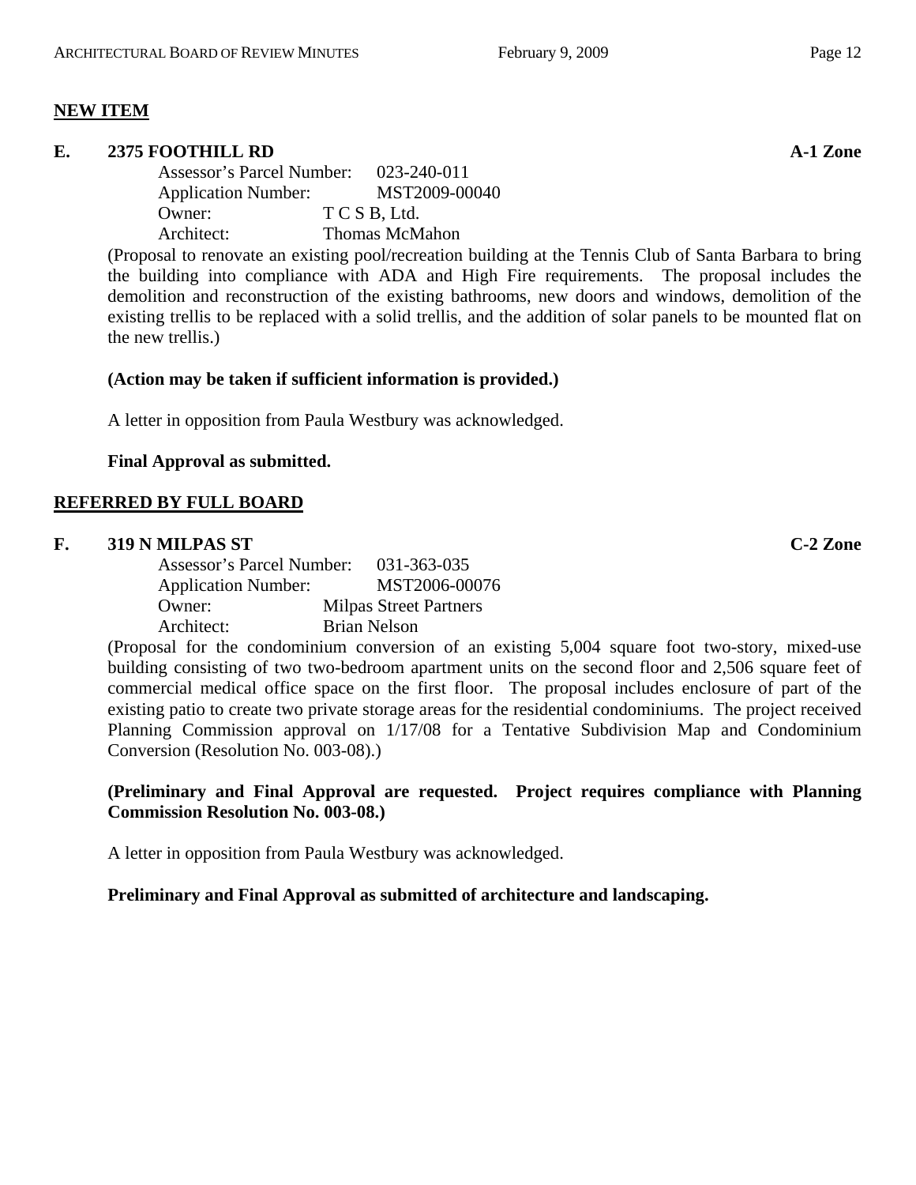**NEW ITEM**

**E. 2375 FOOTHILL RD** **A-1 Zone**

Assessor's Parcel Number: 023-240-011
Application Number: MST2009-00040
Owner: T C S B, Ltd.
Architect: Thomas McMahon

(Proposal to renovate an existing pool/recreation building at the Tennis Club of Santa Barbara to bring the building into compliance with ADA and High Fire requirements. The proposal includes the demolition and reconstruction of the existing bathrooms, new doors and windows, demolition of the existing trellis to be replaced with a solid trellis, and the addition of solar panels to be mounted flat on the new trellis.)

**(Action may be taken if sufficient information is provided.)**

A letter in opposition from Paula Westbury was acknowledged.

**Final Approval as submitted.**

**REFERRED BY FULL BOARD**

**F. 319 N MILPAS ST** **C-2 Zone**

Assessor's Parcel Number: 031-363-035
Application Number: MST2006-00076
Owner: Milpas Street Partners
Architect: Brian Nelson

(Proposal for the condominium conversion of an existing 5,004 square foot two-story, mixed-use building consisting of two two-bedroom apartment units on the second floor and 2,506 square feet of commercial medical office space on the first floor. The proposal includes enclosure of part of the existing patio to create two private storage areas for the residential condominiums. The project received Planning Commission approval on 1/17/08 for a Tentative Subdivision Map and Condominium Conversion (Resolution No. 003-08).)

**(Preliminary and Final Approval are requested. Project requires compliance with Planning Commission Resolution No. 003-08.)**

A letter in opposition from Paula Westbury was acknowledged.

**Preliminary and Final Approval as submitted of architecture and landscaping.**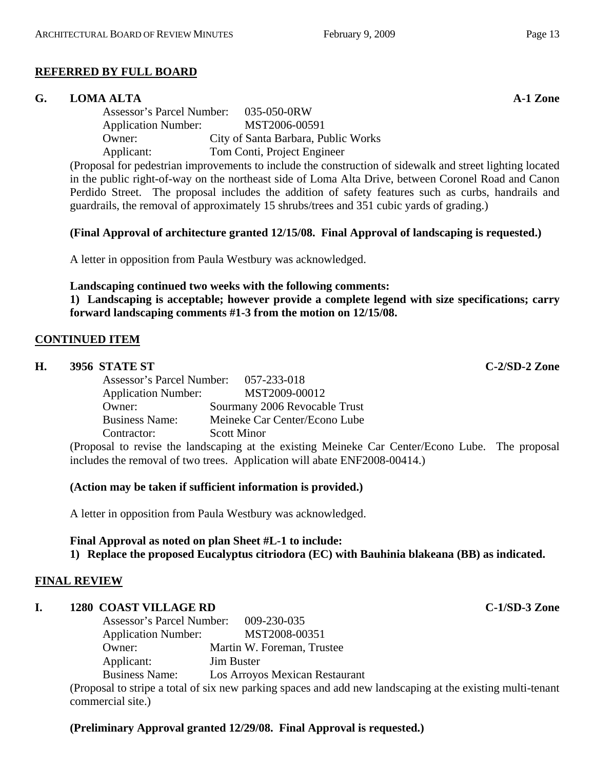## REFERRED BY FULL BOARD

### G. LOMA ALTA — A-1 Zone

Assessor's Parcel Number: 035-050-0RW
Application Number: MST2006-00591
Owner: City of Santa Barbara, Public Works
Applicant: Tom Conti, Project Engineer

(Proposal for pedestrian improvements to include the construction of sidewalk and street lighting located in the public right-of-way on the northeast side of Loma Alta Drive, between Coronel Road and Canon Perdido Street. The proposal includes the addition of safety features such as curbs, handrails and guardrails, the removal of approximately 15 shrubs/trees and 351 cubic yards of grading.)

**(Final Approval of architecture granted 12/15/08. Final Approval of landscaping is requested.)**

A letter in opposition from Paula Westbury was acknowledged.

**Landscaping continued two weeks with the following comments:**
**1) Landscaping is acceptable; however provide a complete legend with size specifications; carry forward landscaping comments #1-3 from the motion on 12/15/08.**

## CONTINUED ITEM

### H. 3956 STATE ST — C-2/SD-2 Zone

Assessor's Parcel Number: 057-233-018
Application Number: MST2009-00012
Owner: Sourmany 2006 Revocable Trust
Business Name: Meineke Car Center/Econo Lube
Contractor: Scott Minor

(Proposal to revise the landscaping at the existing Meineke Car Center/Econo Lube. The proposal includes the removal of two trees. Application will abate ENF2008-00414.)

**(Action may be taken if sufficient information is provided.)**

A letter in opposition from Paula Westbury was acknowledged.

**Final Approval as noted on plan Sheet #L-1 to include:**
**1) Replace the proposed Eucalyptus citriodora (EC) with Bauhinia blakeana (BB) as indicated.**

## FINAL REVIEW

### I. 1280 COAST VILLAGE RD — C-1/SD-3 Zone

Assessor's Parcel Number: 009-230-035
Application Number: MST2008-00351
Owner: Martin W. Foreman, Trustee
Applicant: Jim Buster
Business Name: Los Arroyos Mexican Restaurant

(Proposal to stripe a total of six new parking spaces and add new landscaping at the existing multi-tenant commercial site.)

**(Preliminary Approval granted 12/29/08. Final Approval is requested.)**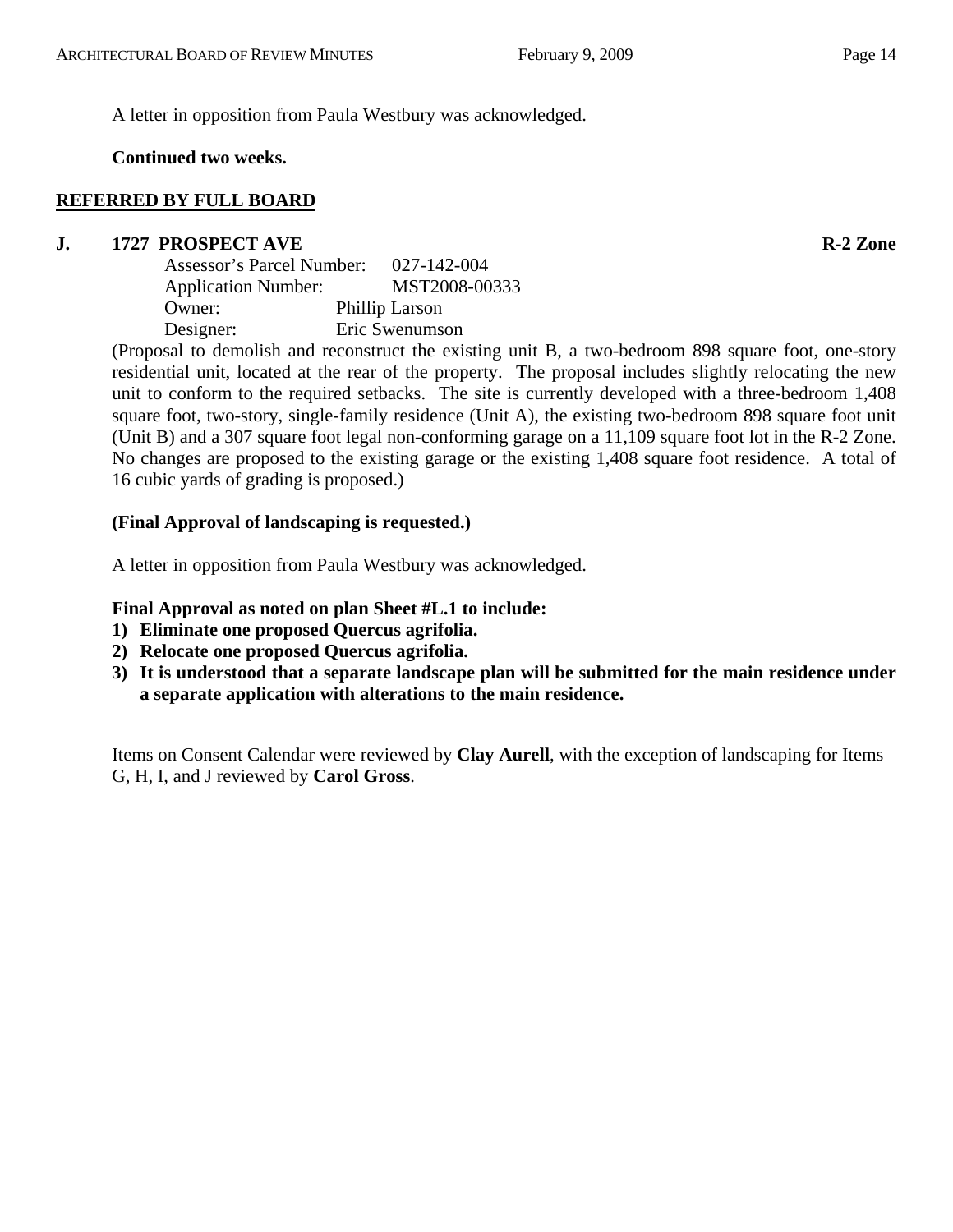A letter in opposition from Paula Westbury was acknowledged.

**Continued two weeks.**

## REFERRED BY FULL BOARD

### J. 1727 PROSPECT AVE — R-2 Zone

Assessor's Parcel Number: 027-142-004
Application Number: MST2008-00333
Owner: Phillip Larson
Designer: Eric Swenumson

(Proposal to demolish and reconstruct the existing unit B, a two-bedroom 898 square foot, one-story residential unit, located at the rear of the property. The proposal includes slightly relocating the new unit to conform to the required setbacks. The site is currently developed with a three-bedroom 1,408 square foot, two-story, single-family residence (Unit A), the existing two-bedroom 898 square foot unit (Unit B) and a 307 square foot legal non-conforming garage on a 11,109 square foot lot in the R-2 Zone. No changes are proposed to the existing garage or the existing 1,408 square foot residence. A total of 16 cubic yards of grading is proposed.)

**(Final Approval of landscaping is requested.)**

A letter in opposition from Paula Westbury was acknowledged.

**Final Approval as noted on plan Sheet #L.1 to include:**

1) **Eliminate one proposed Quercus agrifolia.**
2) **Relocate one proposed Quercus agrifolia.**
3) **It is understood that a separate landscape plan will be submitted for the main residence under a separate application with alterations to the main residence.**

Items on Consent Calendar were reviewed by **Clay Aurell**, with the exception of landscaping for Items G, H, I, and J reviewed by **Carol Gross**.